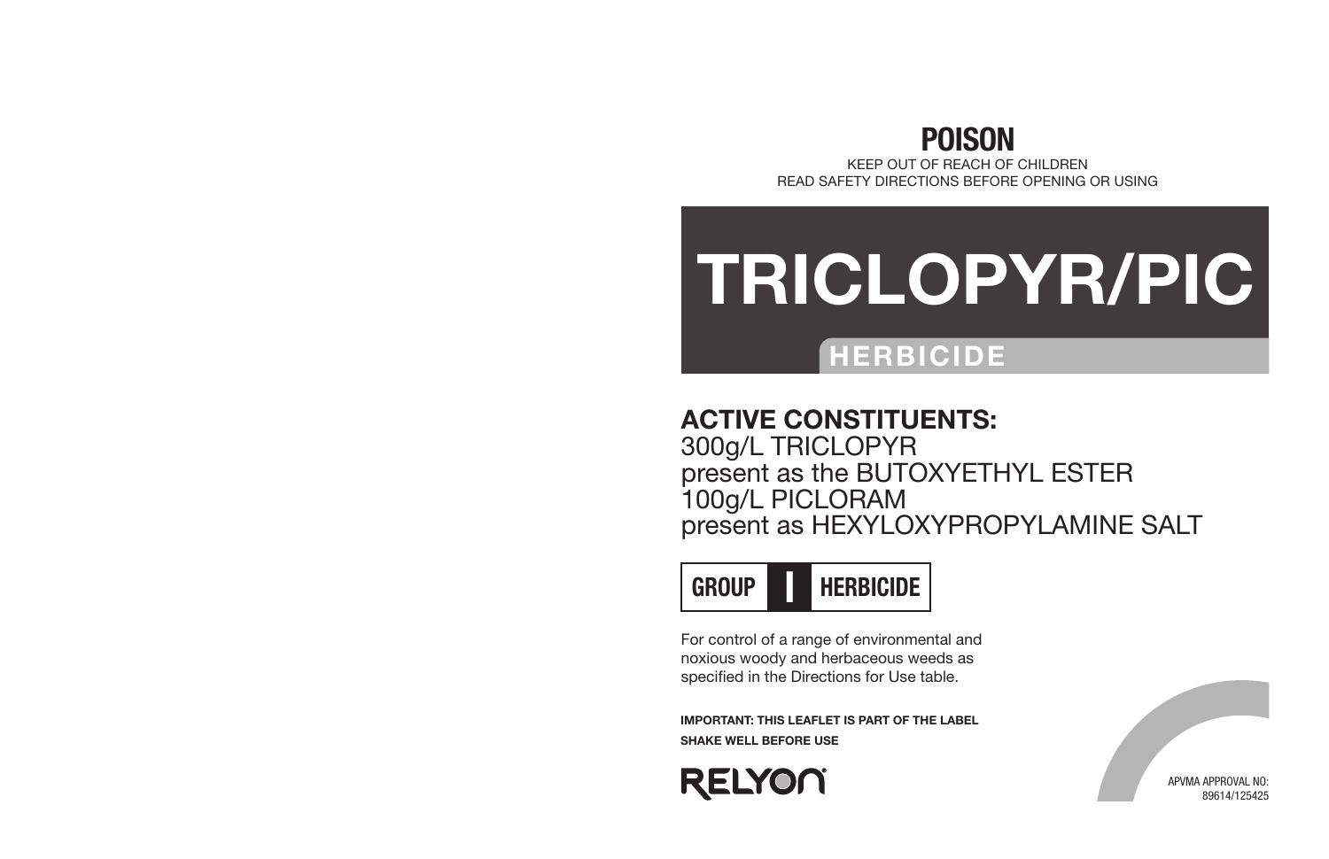# POISON

KEEP OUT OF REACH OF CHILDREN

READ SAFETY DIRECTIONS BEFORE OPENING OR USING

# TRICLOPYR/PIC

## HERBICIDE

**ACTIVE CONSTITUENTS:**

300g/L TRICLOPYR
present as the BUTOXYETHYL ESTER
100g/L PICLORAM
present as HEXYLOXYPROPYLAMINE SALT

**GROUP I HERBICIDE**

For control of a range of environmental and noxious woody and herbaceous weeds as specified in the Directions for Use table.

**IMPORTANT: THIS LEAFLET IS PART OF THE LABEL**

**SHAKE WELL BEFORE USE**

RELYON®

APVMA APPROVAL NO: 89614/125425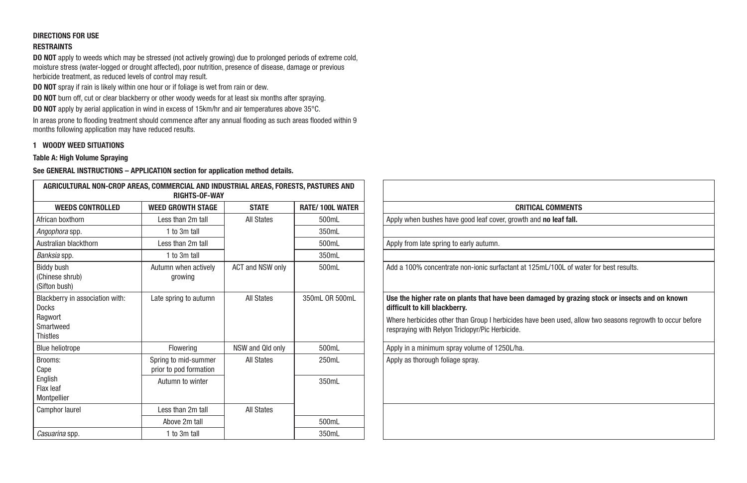**DIRECTIONS FOR USE**

**RESTRAINTS**

**DO NOT** apply to weeds which may be stressed (not actively growing) due to prolonged periods of extreme cold, moisture stress (water-logged or drought affected), poor nutrition, presence of disease, damage or previous herbicide treatment, as reduced levels of control may result.

**DO NOT** spray if rain is likely within one hour or if foliage is wet from rain or dew.

**DO NOT** burn off, cut or clear blackberry or other woody weeds for at least six months after spraying.

**DO NOT** apply by aerial application in wind in excess of 15km/hr and air temperatures above 35°C.

In areas prone to flooding treatment should commence after any annual flooding as such areas flooded within 9 months following application may have reduced results.

**1 WOODY WEED SITUATIONS**

**Table A: High Volume Spraying**

**See GENERAL INSTRUCTIONS – APPLICATION section for application method details.**

| AGRICULTURAL NON-CROP AREAS, COMMERCIAL AND INDUSTRIAL AREAS, FORESTS, PASTURES AND RIGHTS-OF-WAY | | | | |
|---|---|---|---|---|
| **WEEDS CONTROLLED** | **WEED GROWTH STAGE** | **STATE** | **RATE/ 100L WATER** | **CRITICAL COMMENTS** |
| African boxthorn | Less than 2m tall | All States | 500mL | Apply when bushes have good leaf cover, growth and **no leaf fall.** |
| *Angophora* spp. | 1 to 3m tall | | 350mL | |
| Australian blackthorn | Less than 2m tall | | 500mL | Apply from late spring to early autumn. |
| *Banksia* spp. | 1 to 3m tall | | 350mL | |
| Biddy bush (Chinese shrub) (Sifton bush) | Autumn when actively growing | ACT and NSW only | 500mL | Add a 100% concentrate non-ionic surfactant at 125mL/100L of water for best results. |
| Blackberry in association with: Docks Ragwort Smartweed Thistles | Late spring to autumn | All States | 350mL OR 500mL | **Use the higher rate on plants that have been damaged by grazing stock or insects and on known difficult to kill blackberry.** Where herbicides other than Group I herbicides have been used, allow two seasons regrowth to occur before respraying with Relyon Triclopyr/Pic Herbicide. |
| Blue heliotrope | Flowering | NSW and Qld only | 500mL | Apply in a minimum spray volume of 1250L/ha. |
| Brooms: Cape English Flax leaf Montpellier | Spring to mid-summer prior to pod formation | All States | 250mL | Apply as thorough foliage spray. |
| | Autumn to winter | | 350mL | |
| Camphor laurel | Less than 2m tall | All States | | |
| | Above 2m tall | | 500mL | |
| *Casuarina* spp. | 1 to 3m tall | | 350mL | |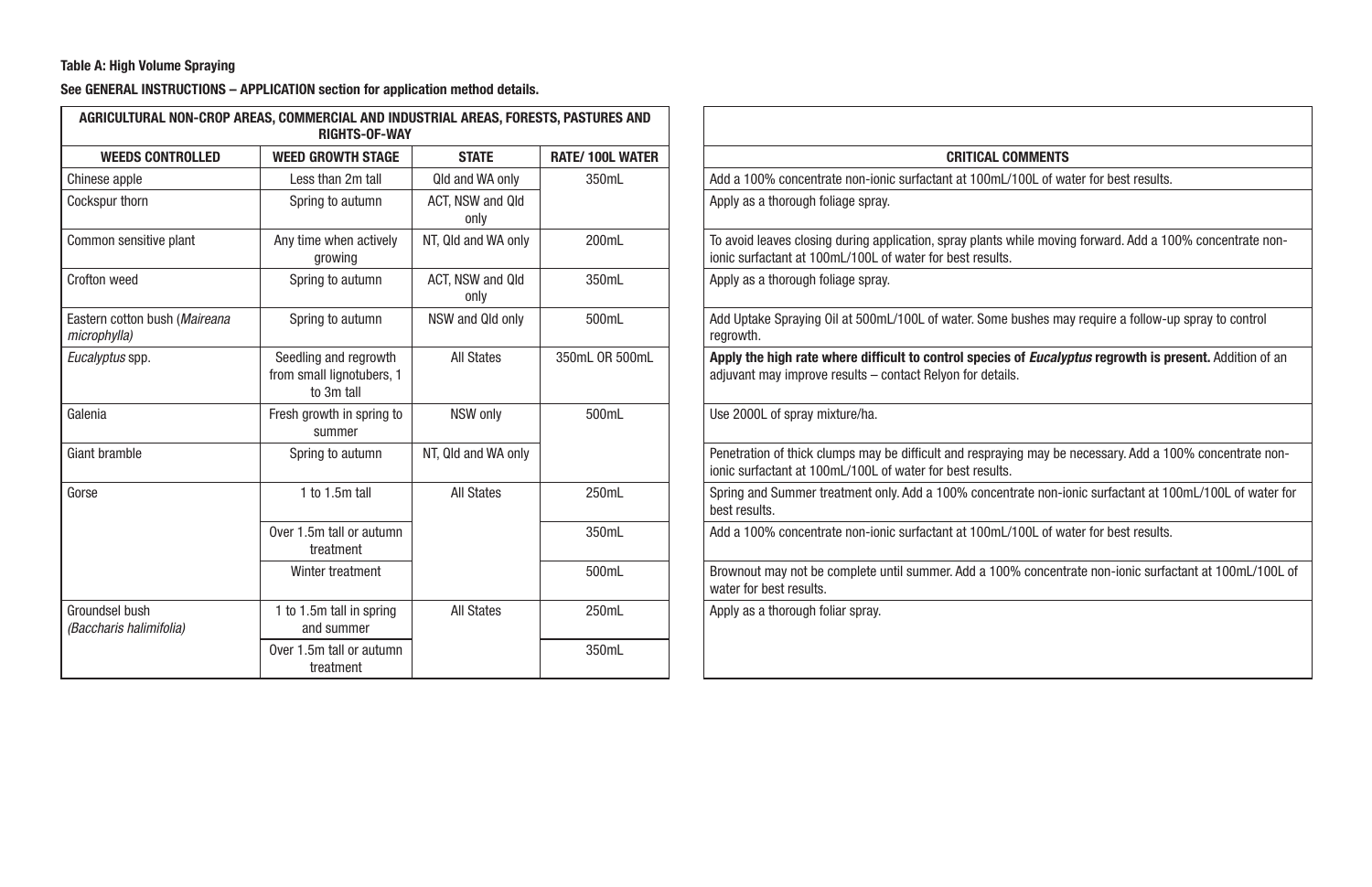**Table A: High Volume Spraying**

**See GENERAL INSTRUCTIONS – APPLICATION section for application method details.**

| AGRICULTURAL NON-CROP AREAS, COMMERCIAL AND INDUSTRIAL AREAS, FORESTS, PASTURES AND RIGHTS-OF-WAY | | | | |
|---|---|---|---|---|
| **WEEDS CONTROLLED** | **WEED GROWTH STAGE** | **STATE** | **RATE/ 100L WATER** | **CRITICAL COMMENTS** |
| Chinese apple | Less than 2m tall | Qld and WA only | 350mL | Add a 100% concentrate non-ionic surfactant at 100mL/100L of water for best results. |
| Cockspur thorn | Spring to autumn | ACT, NSW and Qld only | | Apply as a thorough foliage spray. |
| Common sensitive plant | Any time when actively growing | NT, Qld and WA only | 200mL | To avoid leaves closing during application, spray plants while moving forward. Add a 100% concentrate non-ionic surfactant at 100mL/100L of water for best results. |
| Crofton weed | Spring to autumn | ACT, NSW and Qld only | 350mL | Apply as a thorough foliage spray. |
| Eastern cotton bush (*Maireana microphylla*) | Spring to autumn | NSW and Qld only | 500mL | Add Uptake Spraying Oil at 500mL/100L of water. Some bushes may require a follow-up spray to control regrowth. |
| *Eucalyptus* spp. | Seedling and regrowth from small lignotubers, 1 to 3m tall | All States | 350mL OR 500mL | **Apply the high rate where difficult to control species of *Eucalyptus* regrowth is present.** Addition of an adjuvant may improve results – contact Relyon for details. |
| Galenia | Fresh growth in spring to summer | NSW only | 500mL | Use 2000L of spray mixture/ha. |
| Giant bramble | Spring to autumn | NT, Qld and WA only | | Penetration of thick clumps may be difficult and respraying may be necessary. Add a 100% concentrate non-ionic surfactant at 100mL/100L of water for best results. |
| Gorse | 1 to 1.5m tall | All States | 250mL | Spring and Summer treatment only. Add a 100% concentrate non-ionic surfactant at 100mL/100L of water for best results. |
| | Over 1.5m tall or autumn treatment | | 350mL | Add a 100% concentrate non-ionic surfactant at 100mL/100L of water for best results. |
| | Winter treatment | | 500mL | Brownout may not be complete until summer. Add a 100% concentrate non-ionic surfactant at 100mL/100L of water for best results. |
| Groundsel bush (*Baccharis halimifolia*) | 1 to 1.5m tall in spring and summer | All States | 250mL | Apply as a thorough foliar spray. |
| | Over 1.5m tall or autumn treatment | | 350mL | |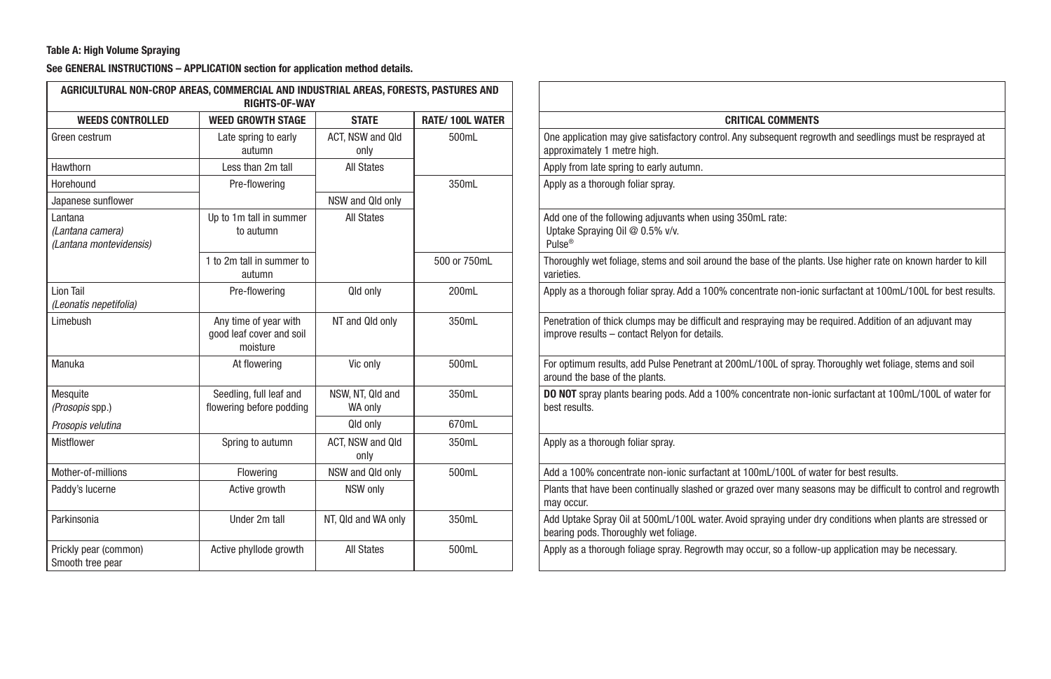**Table A: High Volume Spraying**

**See GENERAL INSTRUCTIONS – APPLICATION section for application method details.**

| AGRICULTURAL NON-CROP AREAS, COMMERCIAL AND INDUSTRIAL AREAS, FORESTS, PASTURES AND RIGHTS-OF-WAY | | | | |
|---|---|---|---|---|
| **WEEDS CONTROLLED** | **WEED GROWTH STAGE** | **STATE** | **RATE/ 100L WATER** | **CRITICAL COMMENTS** |
| Green cestrum | Late spring to early autumn | ACT, NSW and Qld only | 500mL | One application may give satisfactory control. Any subsequent regrowth and seedlings must be resprayed at approximately 1 metre high. |
| Hawthorn | Less than 2m tall | All States | | Apply from late spring to early autumn. |
| Horehound | Pre-flowering | | 350mL | Apply as a thorough foliar spray. |
| Japanese sunflower | | NSW and Qld only | | |
| Lantana *(Lantana camera)* *(Lantana montevidensis)* | Up to 1m tall in summer to autumn | All States | | Add one of the following adjuvants when using 350mL rate: Uptake Spraying Oil @ 0.5% v/v. Pulse® |
| | 1 to 2m tall in summer to autumn | | 500 or 750mL | Thoroughly wet foliage, stems and soil around the base of the plants. Use higher rate on known harder to kill varieties. |
| Lion Tail *(Leonatis nepetifolia)* | Pre-flowering | Qld only | 200mL | Apply as a thorough foliar spray. Add a 100% concentrate non-ionic surfactant at 100mL/100L for best results. |
| Limebush | Any time of year with good leaf cover and soil moisture | NT and Qld only | 350mL | Penetration of thick clumps may be difficult and respraying may be required. Addition of an adjuvant may improve results – contact Relyon for details. |
| Manuka | At flowering | Vic only | 500mL | For optimum results, add Pulse Penetrant at 200mL/100L of spray. Thoroughly wet foliage, stems and soil around the base of the plants. |
| Mesquite *(Prosopis* spp.) | Seedling, full leaf and flowering before podding | NSW, NT, Qld and WA only | 350mL | **DO NOT** spray plants bearing pods. Add a 100% concentrate non-ionic surfactant at 100mL/100L of water for best results. |
| *Prosopis velutina* | | Qld only | 670mL | |
| Mistflower | Spring to autumn | ACT, NSW and Qld only | 350mL | Apply as a thorough foliar spray. |
| Mother-of-millions | Flowering | NSW and Qld only | 500mL | Add a 100% concentrate non-ionic surfactant at 100mL/100L of water for best results. |
| Paddy's lucerne | Active growth | NSW only | | Plants that have been continually slashed or grazed over many seasons may be difficult to control and regrowth may occur. |
| Parkinsonia | Under 2m tall | NT, Qld and WA only | 350mL | Add Uptake Spray Oil at 500mL/100L water. Avoid spraying under dry conditions when plants are stressed or bearing pods. Thoroughly wet foliage. |
| Prickly pear (common) Smooth tree pear | Active phyllode growth | All States | 500mL | Apply as a thorough foliage spray. Regrowth may occur, so a follow-up application may be necessary. |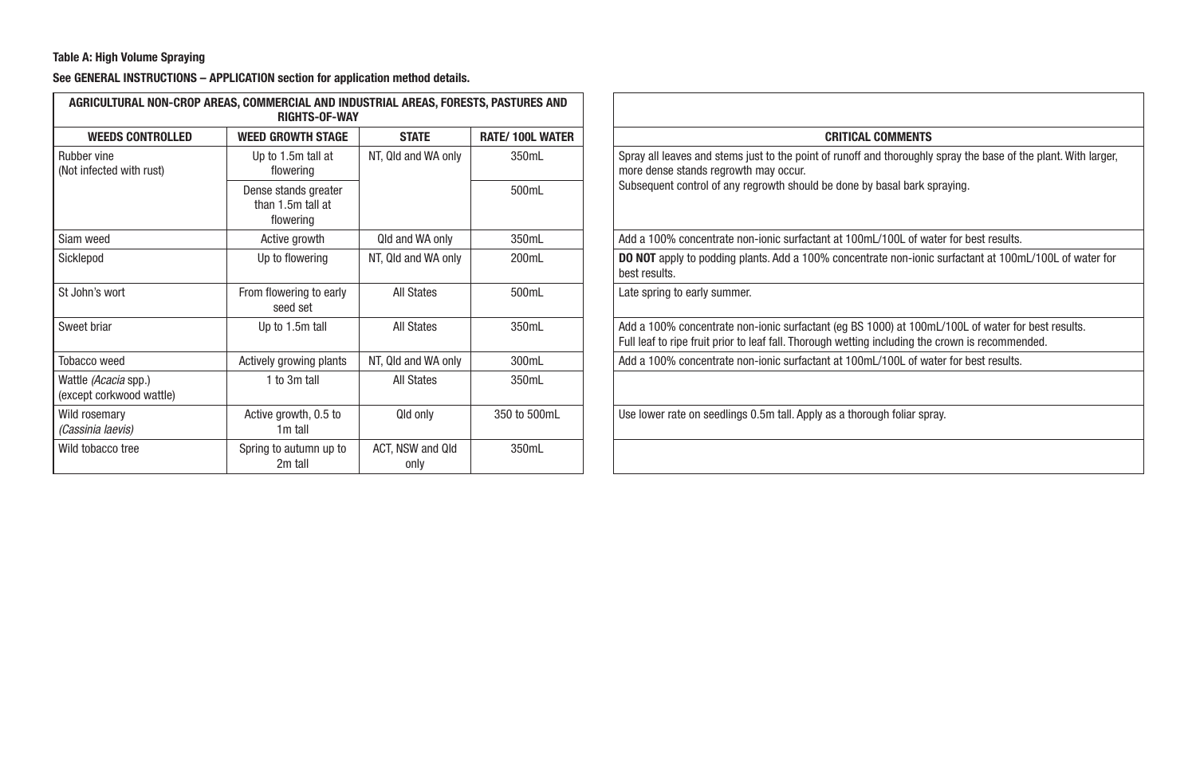**Table A: High Volume Spraying**

**See GENERAL INSTRUCTIONS – APPLICATION section for application method details.**

| AGRICULTURAL NON-CROP AREAS, COMMERCIAL AND INDUSTRIAL AREAS, FORESTS, PASTURES AND RIGHTS-OF-WAY | | | | |
|---|---|---|---|---|
| **WEEDS CONTROLLED** | **WEED GROWTH STAGE** | **STATE** | **RATE/ 100L WATER** | **CRITICAL COMMENTS** |
| Rubber vine (Not infected with rust) | Up to 1.5m tall at flowering | NT, Qld and WA only | 350mL | Spray all leaves and stems just to the point of runoff and thoroughly spray the base of the plant. With larger, more dense stands regrowth may occur. Subsequent control of any regrowth should be done by basal bark spraying. |
| | Dense stands greater than 1.5m tall at flowering | | 500mL | |
| Siam weed | Active growth | Qld and WA only | 350mL | Add a 100% concentrate non-ionic surfactant at 100mL/100L of water for best results. |
| Sicklepod | Up to flowering | NT, Qld and WA only | 200mL | **DO NOT** apply to podding plants. Add a 100% concentrate non-ionic surfactant at 100mL/100L of water for best results. |
| St John's wort | From flowering to early seed set | All States | 500mL | Late spring to early summer. |
| Sweet briar | Up to 1.5m tall | All States | 350mL | Add a 100% concentrate non-ionic surfactant (eg BS 1000) at 100mL/100L of water for best results. Full leaf to ripe fruit prior to leaf fall. Thorough wetting including the crown is recommended. |
| Tobacco weed | Actively growing plants | NT, Qld and WA only | 300mL | Add a 100% concentrate non-ionic surfactant at 100mL/100L of water for best results. |
| Wattle (*Acacia* spp.) (except corkwood wattle) | 1 to 3m tall | All States | 350mL | |
| Wild rosemary (*Cassinia laevis*) | Active growth, 0.5 to 1m tall | Qld only | 350 to 500mL | Use lower rate on seedlings 0.5m tall. Apply as a thorough foliar spray. |
| Wild tobacco tree | Spring to autumn up to 2m tall | ACT, NSW and Qld only | 350mL | |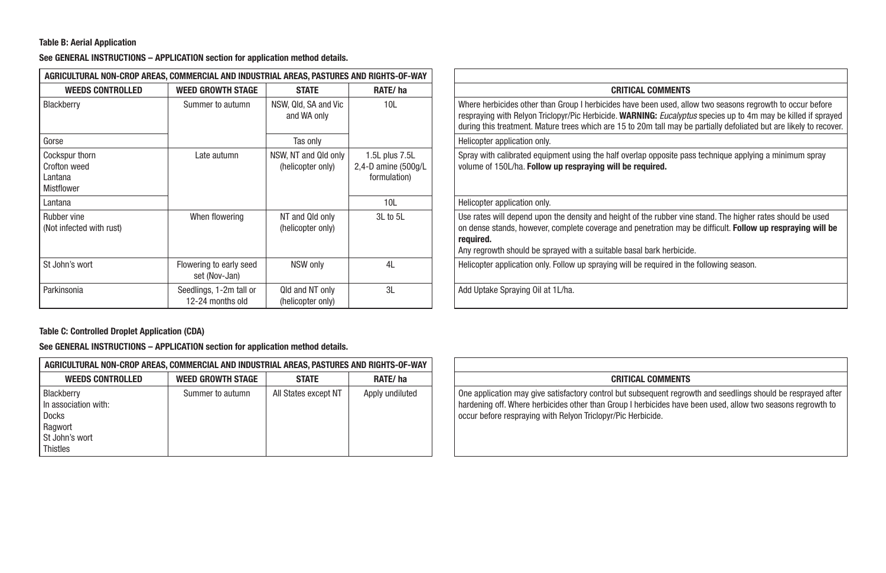**Table B: Aerial Application**

**See GENERAL INSTRUCTIONS – APPLICATION section for application method details.**

| AGRICULTURAL NON-CROP AREAS, COMMERCIAL AND INDUSTRIAL AREAS, PASTURES AND RIGHTS-OF-WAY | | | | |
|---|---|---|---|---|
| **WEEDS CONTROLLED** | **WEED GROWTH STAGE** | **STATE** | **RATE/ ha** | **CRITICAL COMMENTS** |
| Blackberry | Summer to autumn | NSW, Qld, SA and Vic and WA only | 10L | Where herbicides other than Group I herbicides have been used, allow two seasons regrowth to occur before respraying with Relyon Triclopyr/Pic Herbicide. **WARNING:** *Eucalyptus* species up to 4m may be killed if sprayed during this treatment. Mature trees which are 15 to 20m tall may be partially defoliated but are likely to recover. |
| Gorse | | Tas only | | Helicopter application only. |
| Cockspur thorn<br>Crofton weed<br>Lantana<br>Mistflower | Late autumn | NSW, NT and Qld only (helicopter only) | 1.5L plus 7.5L 2,4-D amine (500g/L formulation) | Spray with calibrated equipment using the half overlap opposite pass technique applying a minimum spray volume of 150L/ha. **Follow up respraying will be required.** |
| Lantana | | | 10L | Helicopter application only. |
| Rubber vine<br>(Not infected with rust) | When flowering | NT and Qld only (helicopter only) | 3L to 5L | Use rates will depend upon the density and height of the rubber vine stand. The higher rates should be used on dense stands, however, complete coverage and penetration may be difficult. **Follow up respraying will be required.**<br>Any regrowth should be sprayed with a suitable basal bark herbicide. |
| St John's wort | Flowering to early seed set (Nov-Jan) | NSW only | 4L | Helicopter application only. Follow up spraying will be required in the following season. |
| Parkinsonia | Seedlings, 1-2m tall or 12-24 months old | Qld and NT only (helicopter only) | 3L | Add Uptake Spraying Oil at 1L/ha. |

**Table C: Controlled Droplet Application (CDA)**

**See GENERAL INSTRUCTIONS – APPLICATION section for application method details.**

| AGRICULTURAL NON-CROP AREAS, COMMERCIAL AND INDUSTRIAL AREAS, PASTURES AND RIGHTS-OF-WAY | | | | |
|---|---|---|---|---|
| **WEEDS CONTROLLED** | **WEED GROWTH STAGE** | **STATE** | **RATE/ ha** | **CRITICAL COMMENTS** |
| Blackberry<br>In association with:<br>Docks<br>Ragwort<br>St John's wort<br>Thistles | Summer to autumn | All States except NT | Apply undiluted | One application may give satisfactory control but subsequent regrowth and seedlings should be resprayed after hardening off. Where herbicides other than Group I herbicides have been used, allow two seasons regrowth to occur before respraying with Relyon Triclopyr/Pic Herbicide. |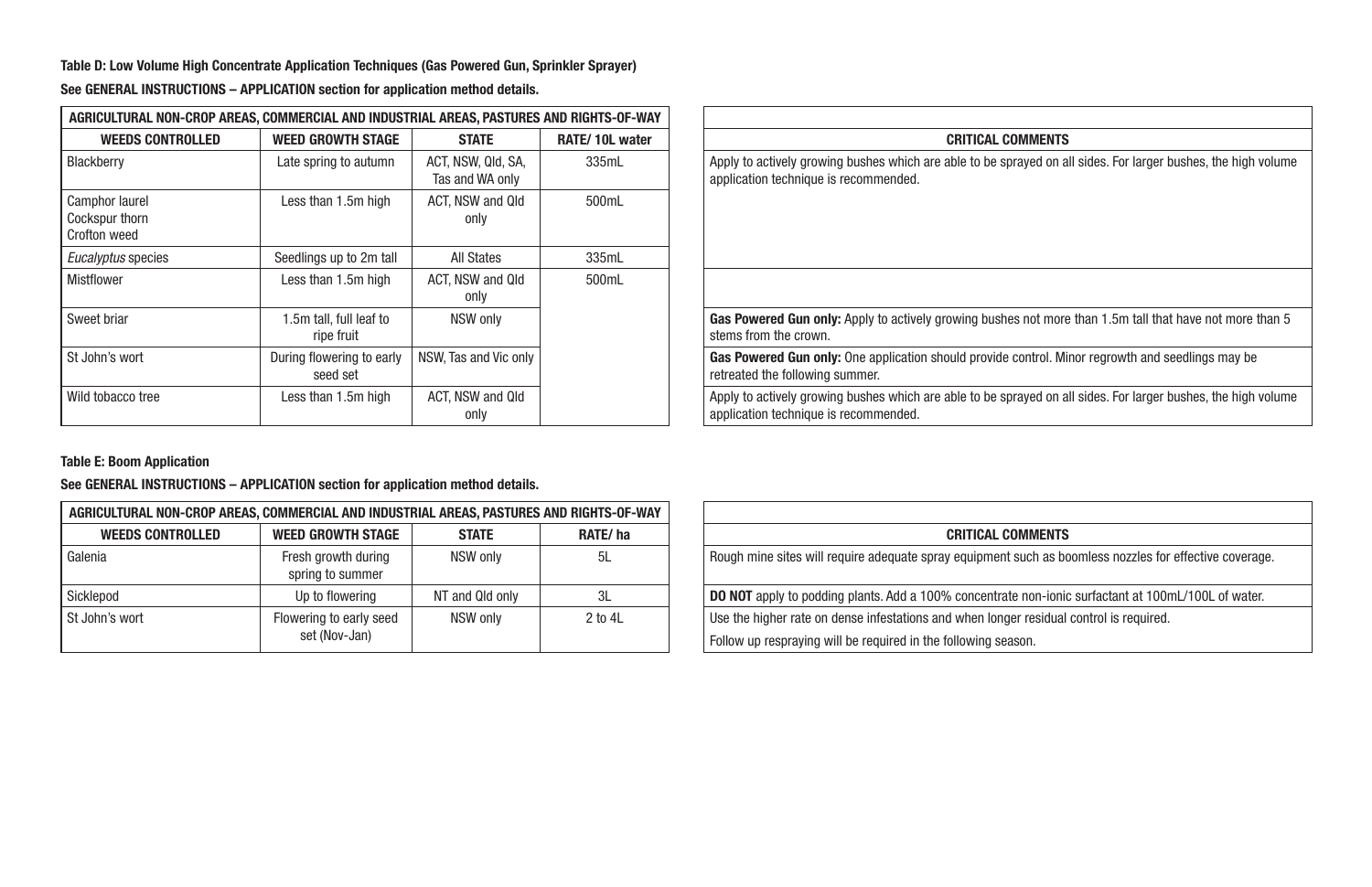**Table D: Low Volume High Concentrate Application Techniques (Gas Powered Gun, Sprinkler Sprayer)**

**See GENERAL INSTRUCTIONS – APPLICATION section for application method details.**

| AGRICULTURAL NON-CROP AREAS, COMMERCIAL AND INDUSTRIAL AREAS, PASTURES AND RIGHTS-OF-WAY | | | | |
|---|---|---|---|---|
| **WEEDS CONTROLLED** | **WEED GROWTH STAGE** | **STATE** | **RATE/ 10L water** | **CRITICAL COMMENTS** |
| Blackberry | Late spring to autumn | ACT, NSW, Qld, SA, Tas and WA only | 335mL | Apply to actively growing bushes which are able to be sprayed on all sides. For larger bushes, the high volume application technique is recommended. |
| Camphor laurel<br>Cockspur thorn<br>Crofton weed | Less than 1.5m high | ACT, NSW and Qld only | 500mL | |
| *Eucalyptus* species | Seedlings up to 2m tall | All States | 335mL | |
| Mistflower | Less than 1.5m high | ACT, NSW and Qld only | 500mL | |
| Sweet briar | 1.5m tall, full leaf to ripe fruit | NSW only | | **Gas Powered Gun only:** Apply to actively growing bushes not more than 1.5m tall that have not more than 5 stems from the crown. |
| St John's wort | During flowering to early seed set | NSW, Tas and Vic only | | **Gas Powered Gun only:** One application should provide control. Minor regrowth and seedlings may be retreated the following summer. |
| Wild tobacco tree | Less than 1.5m high | ACT, NSW and Qld only | | Apply to actively growing bushes which are able to be sprayed on all sides. For larger bushes, the high volume application technique is recommended. |

**Table E: Boom Application**

**See GENERAL INSTRUCTIONS – APPLICATION section for application method details.**

| AGRICULTURAL NON-CROP AREAS, COMMERCIAL AND INDUSTRIAL AREAS, PASTURES AND RIGHTS-OF-WAY | | | | |
|---|---|---|---|---|
| **WEEDS CONTROLLED** | **WEED GROWTH STAGE** | **STATE** | **RATE/ ha** | **CRITICAL COMMENTS** |
| Galenia | Fresh growth during spring to summer | NSW only | 5L | Rough mine sites will require adequate spray equipment such as boomless nozzles for effective coverage. |
| Sicklepod | Up to flowering | NT and Qld only | 3L | **DO NOT** apply to podding plants. Add a 100% concentrate non-ionic surfactant at 100mL/100L of water. |
| St John's wort | Flowering to early seed set (Nov-Jan) | NSW only | 2 to 4L | Use the higher rate on dense infestations and when longer residual control is required.<br>Follow up respraying will be required in the following season. |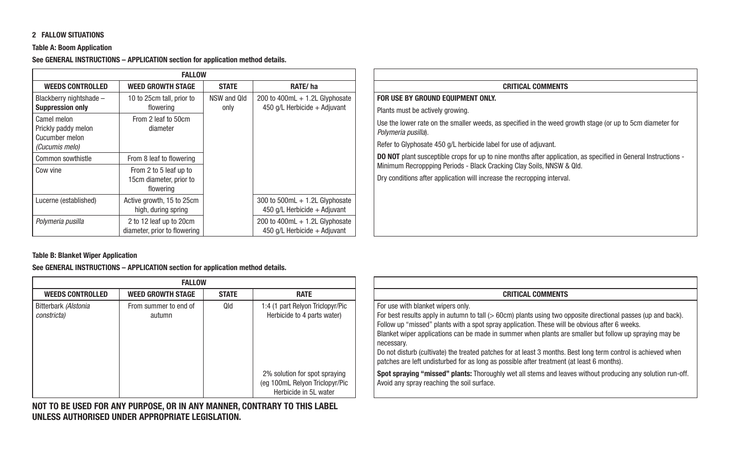## 2 FALLOW SITUATIONS

**Table A: Boom Application**

**See GENERAL INSTRUCTIONS – APPLICATION section for application method details.**

| FALLOW | | | |
|---|---|---|---|
| **WEEDS CONTROLLED** | **WEED GROWTH STAGE** | **STATE** | **RATE/ ha** |
| Blackberry nightshade – **Suppression only** | 10 to 25cm tall, prior to flowering | NSW and Qld only | 200 to 400mL + 1.2L Glyphosate 450 g/L Herbicide + Adjuvant |
| Camel melon<br>Prickly paddy melon<br>Cucumber melon<br>*(Cucumis melo)* | From 2 leaf to 50cm diameter | | |
| Common sowthistle | From 8 leaf to flowering | | |
| Cow vine | From 2 to 5 leaf up to 15cm diameter, prior to flowering | | |
| Lucerne (established) | Active growth, 15 to 25cm high, during spring | | 300 to 500mL + 1.2L Glyphosate 450 g/L Herbicide + Adjuvant |
| *Polymeria pusilla* | 2 to 12 leaf up to 20cm diameter, prior to flowering | | 200 to 400mL + 1.2L Glyphosate 450 g/L Herbicide + Adjuvant |

| CRITICAL COMMENTS |
|---|
| **FOR USE BY GROUND EQUIPMENT ONLY.**<br>Plants must be actively growing.<br>Use the lower rate on the smaller weeds, as specified in the weed growth stage (or up to 5cm diameter for *Polymeria pusilla*).<br>Refer to Glyphosate 450 g/L herbicide label for use of adjuvant.<br>**DO NOT** plant susceptible crops for up to nine months after application, as specified in General Instructions - Minimum Recroppping Periods - Black Cracking Clay Soils, NNSW & Qld.<br>Dry conditions after application will increase the recropping interval. |

**Table B: Blanket Wiper Application**

**See GENERAL INSTRUCTIONS – APPLICATION section for application method details.**

| FALLOW | | | |
|---|---|---|---|
| **WEEDS CONTROLLED** | **WEED GROWTH STAGE** | **STATE** | **RATE** |
| Bitterbark *(Alstonia constricta)* | From summer to end of autumn | Qld | 1:4 (1 part Relyon Triclopyr/Pic Herbicide to 4 parts water) |
| | | | 2% solution for spot spraying (eg 100mL Relyon Triclopyr/Pic Herbicide in 5L water |

| CRITICAL COMMENTS |
|---|
| For use with blanket wipers only.<br>For best results apply in autumn to tall (> 60cm) plants using two opposite directional passes (up and back). Follow up "missed" plants with a spot spray application. These will be obvious after 6 weeks.<br>Blanket wiper applications can be made in summer when plants are smaller but follow up spraying may be necessary.<br>Do not disturb (cultivate) the treated patches for at least 3 months. Best long term control is achieved when patches are left undisturbed for as long as possible after treatment (at least 6 months). |
| **Spot spraying "missed" plants:** Thoroughly wet all stems and leaves without producing any solution run-off. Avoid any spray reaching the soil surface. |

**NOT TO BE USED FOR ANY PURPOSE, OR IN ANY MANNER, CONTRARY TO THIS LABEL UNLESS AUTHORISED UNDER APPROPRIATE LEGISLATION.**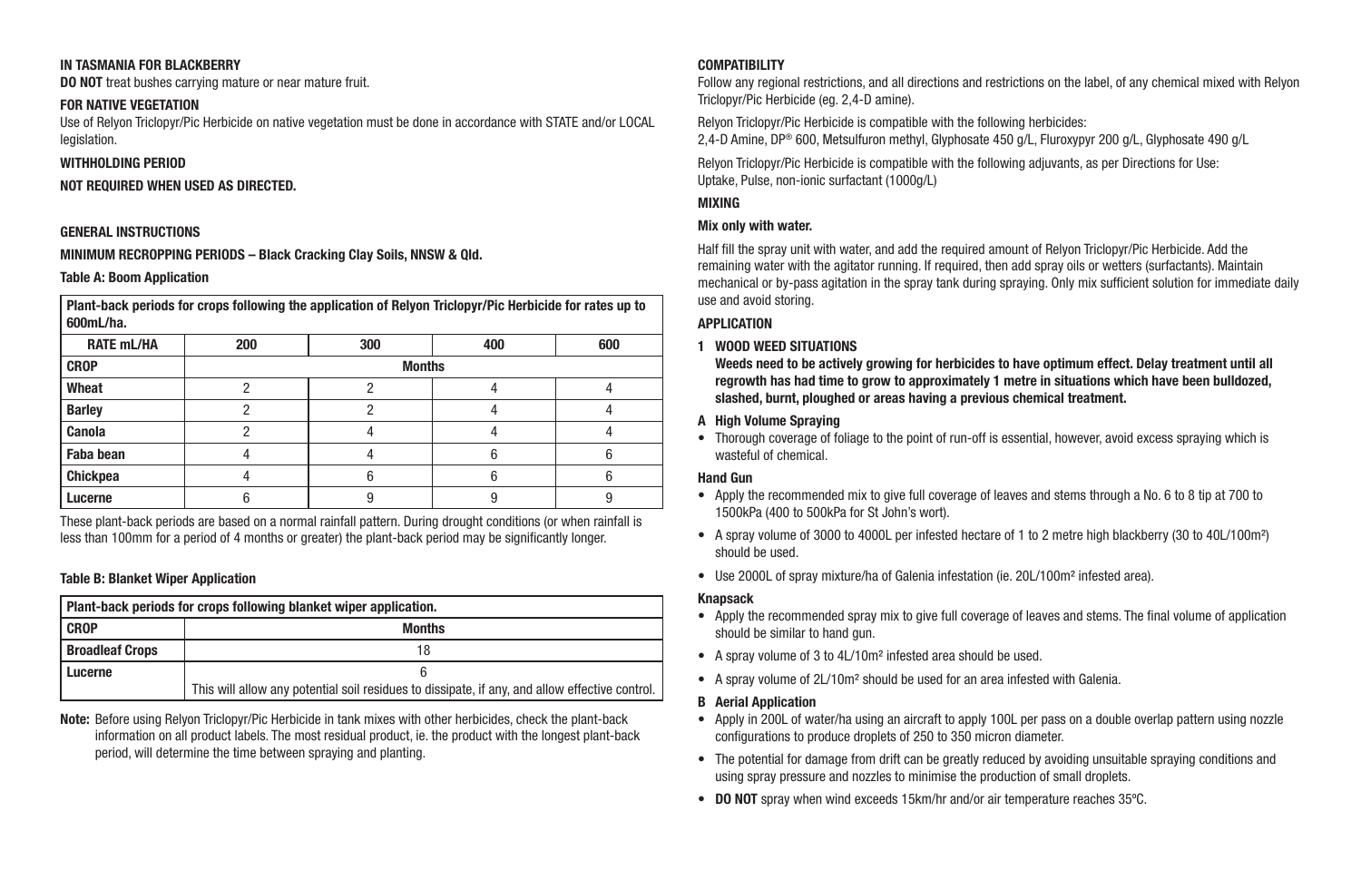**IN TASMANIA FOR BLACKBERRY**

**DO NOT** treat bushes carrying mature or near mature fruit.

**FOR NATIVE VEGETATION**

Use of Relyon Triclopyr/Pic Herbicide on native vegetation must be done in accordance with STATE and/or LOCAL legislation.

**WITHHOLDING PERIOD**

**NOT REQUIRED WHEN USED AS DIRECTED.**

**GENERAL INSTRUCTIONS**

**MINIMUM RECROPPING PERIODS – Black Cracking Clay Soils, NNSW & Qld.**

**Table A: Boom Application**

| Plant-back periods for crops following the application of Relyon Triclopyr/Pic Herbicide for rates up to 600mL/ha. | | | | |
|---|---|---|---|---|
| **RATE mL/HA** | **200** | **300** | **400** | **600** |
| **CROP** | **Months** | | | |
| **Wheat** | 2 | 2 | 4 | 4 |
| **Barley** | 2 | 2 | 4 | 4 |
| **Canola** | 2 | 4 | 4 | 4 |
| **Faba bean** | 4 | 4 | 6 | 6 |
| **Chickpea** | 4 | 6 | 6 | 6 |
| **Lucerne** | 6 | 9 | 9 | 9 |

These plant-back periods are based on a normal rainfall pattern. During drought conditions (or when rainfall is less than 100mm for a period of 4 months or greater) the plant-back period may be significantly longer.

**Table B: Blanket Wiper Application**

| Plant-back periods for crops following blanket wiper application. | |
|---|---|
| **CROP** | **Months** |
| **Broadleaf Crops** | 18 |
| **Lucerne** | 6<br>This will allow any potential soil residues to dissipate, if any, and allow effective control. |

**Note:** Before using Relyon Triclopyr/Pic Herbicide in tank mixes with other herbicides, check the plant-back information on all product labels. The most residual product, ie. the product with the longest plant-back period, will determine the time between spraying and planting.

**COMPATIBILITY**

Follow any regional restrictions, and all directions and restrictions on the label, of any chemical mixed with Relyon Triclopyr/Pic Herbicide (eg. 2,4-D amine).

Relyon Triclopyr/Pic Herbicide is compatible with the following herbicides:
2,4-D Amine, DP® 600, Metsulfuron methyl, Glyphosate 450 g/L, Fluroxypyr 200 g/L, Glyphosate 490 g/L

Relyon Triclopyr/Pic Herbicide is compatible with the following adjuvants, as per Directions for Use:
Uptake, Pulse, non-ionic surfactant (1000g/L)

**MIXING**

**Mix only with water.**

Half fill the spray unit with water, and add the required amount of Relyon Triclopyr/Pic Herbicide. Add the remaining water with the agitator running. If required, then add spray oils or wetters (surfactants). Maintain mechanical or by-pass agitation in the spray tank during spraying. Only mix sufficient solution for immediate daily use and avoid storing.

**APPLICATION**

**1 WOOD WEED SITUATIONS**

**Weeds need to be actively growing for herbicides to have optimum effect. Delay treatment until all regrowth has had time to grow to approximately 1 metre in situations which have been bulldozed, slashed, burnt, ploughed or areas having a previous chemical treatment.**

**A High Volume Spraying**

- Thorough coverage of foliage to the point of run-off is essential, however, avoid excess spraying which is wasteful of chemical.

**Hand Gun**

- Apply the recommended mix to give full coverage of leaves and stems through a No. 6 to 8 tip at 700 to 1500kPa (400 to 500kPa for St John's wort).
- A spray volume of 3000 to 4000L per infested hectare of 1 to 2 metre high blackberry (30 to 40L/100m²) should be used.
- Use 2000L of spray mixture/ha of Galenia infestation (ie. 20L/100m² infested area).

**Knapsack**

- Apply the recommended spray mix to give full coverage of leaves and stems. The final volume of application should be similar to hand gun.
- A spray volume of 3 to 4L/10m² infested area should be used.
- A spray volume of 2L/10m² should be used for an area infested with Galenia.

**B Aerial Application**

- Apply in 200L of water/ha using an aircraft to apply 100L per pass on a double overlap pattern using nozzle configurations to produce droplets of 250 to 350 micron diameter.
- The potential for damage from drift can be greatly reduced by avoiding unsuitable spraying conditions and using spray pressure and nozzles to minimise the production of small droplets.
- **DO NOT** spray when wind exceeds 15km/hr and/or air temperature reaches 35ºC.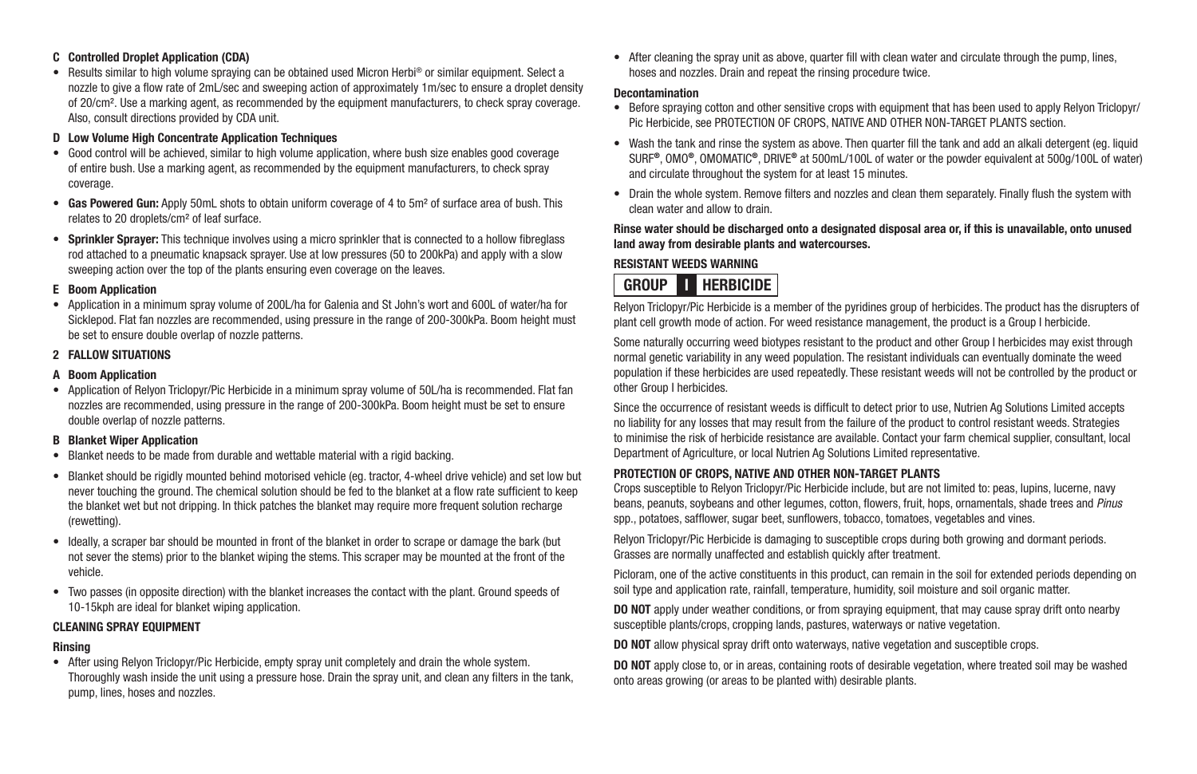#### C Controlled Droplet Application (CDA)

- Results similar to high volume spraying can be obtained used Micron Herbi® or similar equipment. Select a nozzle to give a flow rate of 2mL/sec and sweeping action of approximately 1m/sec to ensure a droplet density of 20/cm². Use a marking agent, as recommended by the equipment manufacturers, to check spray coverage. Also, consult directions provided by CDA unit.

#### D Low Volume High Concentrate Application Techniques

- Good control will be achieved, similar to high volume application, where bush size enables good coverage of entire bush. Use a marking agent, as recommended by the equipment manufacturers, to check spray coverage.
- **Gas Powered Gun:** Apply 50mL shots to obtain uniform coverage of 4 to 5m² of surface area of bush. This relates to 20 droplets/cm² of leaf surface.
- **Sprinkler Sprayer:** This technique involves using a micro sprinkler that is connected to a hollow fibreglass rod attached to a pneumatic knapsack sprayer. Use at low pressures (50 to 200kPa) and apply with a slow sweeping action over the top of the plants ensuring even coverage on the leaves.

#### E Boom Application

- Application in a minimum spray volume of 200L/ha for Galenia and St John's wort and 600L of water/ha for Sicklepod. Flat fan nozzles are recommended, using pressure in the range of 200-300kPa. Boom height must be set to ensure double overlap of nozzle patterns.

### 2 FALLOW SITUATIONS

#### A Boom Application

- Application of Relyon Triclopyr/Pic Herbicide in a minimum spray volume of 50L/ha is recommended. Flat fan nozzles are recommended, using pressure in the range of 200-300kPa. Boom height must be set to ensure double overlap of nozzle patterns.

#### B Blanket Wiper Application

- Blanket needs to be made from durable and wettable material with a rigid backing.
- Blanket should be rigidly mounted behind motorised vehicle (eg. tractor, 4-wheel drive vehicle) and set low but never touching the ground. The chemical solution should be fed to the blanket at a flow rate sufficient to keep the blanket wet but not dripping. In thick patches the blanket may require more frequent solution recharge (rewetting).
- Ideally, a scraper bar should be mounted in front of the blanket in order to scrape or damage the bark (but not sever the stems) prior to the blanket wiping the stems. This scraper may be mounted at the front of the vehicle.
- Two passes (in opposite direction) with the blanket increases the contact with the plant. Ground speeds of 10-15kph are ideal for blanket wiping application.

### CLEANING SPRAY EQUIPMENT

#### Rinsing

- After using Relyon Triclopyr/Pic Herbicide, empty spray unit completely and drain the whole system. Thoroughly wash inside the unit using a pressure hose. Drain the spray unit, and clean any filters in the tank, pump, lines, hoses and nozzles.
- After cleaning the spray unit as above, quarter fill with clean water and circulate through the pump, lines, hoses and nozzles. Drain and repeat the rinsing procedure twice.

#### Decontamination

- Before spraying cotton and other sensitive crops with equipment that has been used to apply Relyon Triclopyr/Pic Herbicide, see PROTECTION OF CROPS, NATIVE AND OTHER NON-TARGET PLANTS section.
- Wash the tank and rinse the system as above. Then quarter fill the tank and add an alkali detergent (eg. liquid SURF®, OMO®, OMOMATIC®, DRIVE® at 500mL/100L of water or the powder equivalent at 500g/100L of water) and circulate throughout the system for at least 15 minutes.
- Drain the whole system. Remove filters and nozzles and clean them separately. Finally flush the system with clean water and allow to drain.

**Rinse water should be discharged onto a designated disposal area or, if this is unavailable, onto unused land away from desirable plants and watercourses.**

### RESISTANT WEEDS WARNING

**GROUP I HERBICIDE**

Relyon Triclopyr/Pic Herbicide is a member of the pyridines group of herbicides. The product has the disrupters of plant cell growth mode of action. For weed resistance management, the product is a Group I herbicide.

Some naturally occurring weed biotypes resistant to the product and other Group I herbicides may exist through normal genetic variability in any weed population. The resistant individuals can eventually dominate the weed population if these herbicides are used repeatedly. These resistant weeds will not be controlled by the product or other Group I herbicides.

Since the occurrence of resistant weeds is difficult to detect prior to use, Nutrien Ag Solutions Limited accepts no liability for any losses that may result from the failure of the product to control resistant weeds. Strategies to minimise the risk of herbicide resistance are available. Contact your farm chemical supplier, consultant, local Department of Agriculture, or local Nutrien Ag Solutions Limited representative.

### PROTECTION OF CROPS, NATIVE AND OTHER NON-TARGET PLANTS

Crops susceptible to Relyon Triclopyr/Pic Herbicide include, but are not limited to: peas, lupins, lucerne, navy beans, peanuts, soybeans and other legumes, cotton, flowers, fruit, hops, ornamentals, shade trees and *Pinus* spp., potatoes, safflower, sugar beet, sunflowers, tobacco, tomatoes, vegetables and vines.

Relyon Triclopyr/Pic Herbicide is damaging to susceptible crops during both growing and dormant periods. Grasses are normally unaffected and establish quickly after treatment.

Picloram, one of the active constituents in this product, can remain in the soil for extended periods depending on soil type and application rate, rainfall, temperature, humidity, soil moisture and soil organic matter.

**DO NOT** apply under weather conditions, or from spraying equipment, that may cause spray drift onto nearby susceptible plants/crops, cropping lands, pastures, waterways or native vegetation.

**DO NOT** allow physical spray drift onto waterways, native vegetation and susceptible crops.

**DO NOT** apply close to, or in areas, containing roots of desirable vegetation, where treated soil may be washed onto areas growing (or areas to be planted with) desirable plants.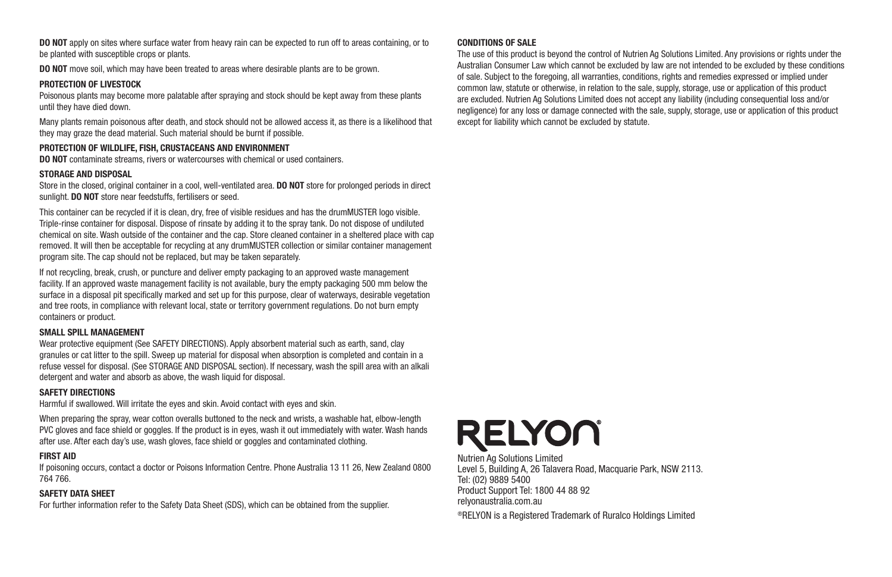**DO NOT** apply on sites where surface water from heavy rain can be expected to run off to areas containing, or to be planted with susceptible crops or plants.

**DO NOT** move soil, which may have been treated to areas where desirable plants are to be grown.

### PROTECTION OF LIVESTOCK

Poisonous plants may become more palatable after spraying and stock should be kept away from these plants until they have died down.

Many plants remain poisonous after death, and stock should not be allowed access it, as there is a likelihood that they may graze the dead material. Such material should be burnt if possible.

### PROTECTION OF WILDLIFE, FISH, CRUSTACEANS AND ENVIRONMENT

**DO NOT** contaminate streams, rivers or watercourses with chemical or used containers.

### STORAGE AND DISPOSAL

Store in the closed, original container in a cool, well-ventilated area. **DO NOT** store for prolonged periods in direct sunlight. **DO NOT** store near feedstuffs, fertilisers or seed.

This container can be recycled if it is clean, dry, free of visible residues and has the drumMUSTER logo visible. Triple-rinse container for disposal. Dispose of rinsate by adding it to the spray tank. Do not dispose of undiluted chemical on site. Wash outside of the container and the cap. Store cleaned container in a sheltered place with cap removed. It will then be acceptable for recycling at any drumMUSTER collection or similar container management program site. The cap should not be replaced, but may be taken separately.

If not recycling, break, crush, or puncture and deliver empty packaging to an approved waste management facility. If an approved waste management facility is not available, bury the empty packaging 500 mm below the surface in a disposal pit specifically marked and set up for this purpose, clear of waterways, desirable vegetation and tree roots, in compliance with relevant local, state or territory government regulations. Do not burn empty containers or product.

### SMALL SPILL MANAGEMENT

Wear protective equipment (See SAFETY DIRECTIONS). Apply absorbent material such as earth, sand, clay granules or cat litter to the spill. Sweep up material for disposal when absorption is completed and contain in a refuse vessel for disposal. (See STORAGE AND DISPOSAL section). If necessary, wash the spill area with an alkali detergent and water and absorb as above, the wash liquid for disposal.

### SAFETY DIRECTIONS

Harmful if swallowed. Will irritate the eyes and skin. Avoid contact with eyes and skin.

When preparing the spray, wear cotton overalls buttoned to the neck and wrists, a washable hat, elbow-length PVC gloves and face shield or goggles. If the product is in eyes, wash it out immediately with water. Wash hands after use. After each day's use, wash gloves, face shield or goggles and contaminated clothing.

### FIRST AID

If poisoning occurs, contact a doctor or Poisons Information Centre. Phone Australia 13 11 26, New Zealand 0800 764 766.

### SAFETY DATA SHEET

For further information refer to the Safety Data Sheet (SDS), which can be obtained from the supplier.

### CONDITIONS OF SALE

The use of this product is beyond the control of Nutrien Ag Solutions Limited. Any provisions or rights under the Australian Consumer Law which cannot be excluded by law are not intended to be excluded by these conditions of sale. Subject to the foregoing, all warranties, conditions, rights and remedies expressed or implied under common law, statute or otherwise, in relation to the sale, supply, storage, use or application of this product are excluded. Nutrien Ag Solutions Limited does not accept any liability (including consequential loss and/or negligence) for any loss or damage connected with the sale, supply, storage, use or application of this product except for liability which cannot be excluded by statute.

RELYON®

Nutrien Ag Solutions Limited
Level 5, Building A, 26 Talavera Road, Macquarie Park, NSW 2113.
Tel: (02) 9889 5400
Product Support Tel: 1800 44 88 92
relyonaustralia.com.au

®RELYON is a Registered Trademark of Ruralco Holdings Limited